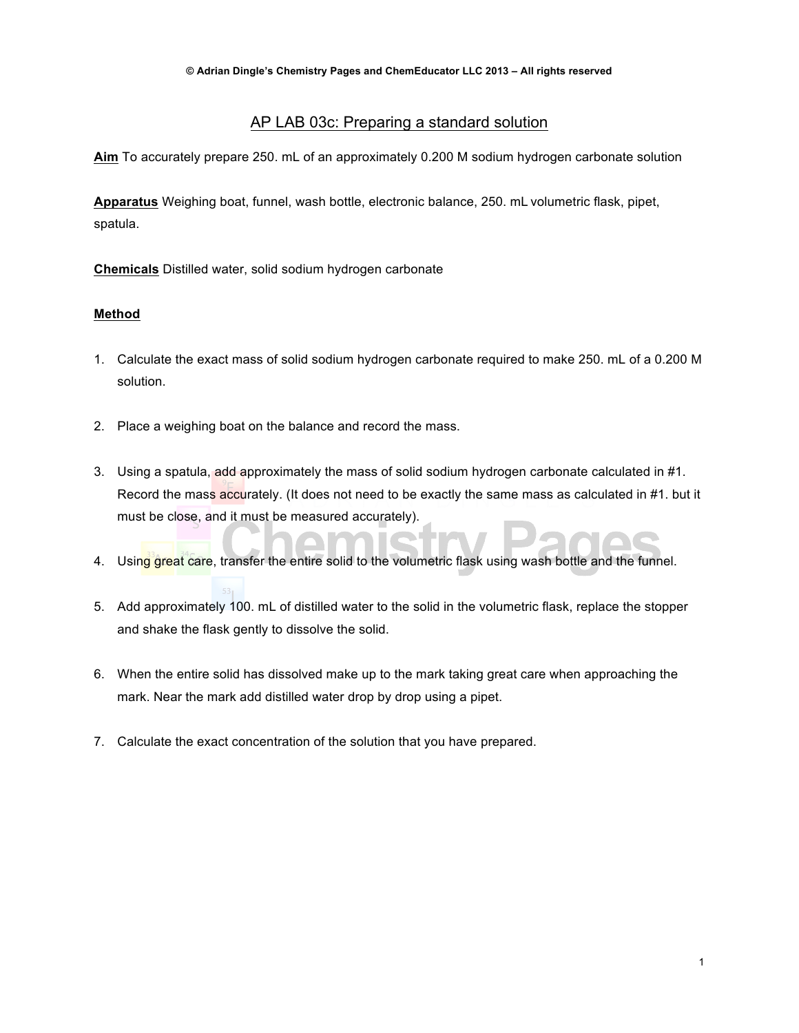© Adrian Dingle's Chemistry Pages and ChemEducator LLC 2013 – All rights reserved

# AP LAB 03c: Preparing a standard solution

**Aim** To accurately prepare 250. mL of an approximately 0.200 M sodium hydrogen carbonate solution

**Apparatus** Weighing boat, funnel, wash bottle, electronic balance, 250. mL volumetric flask, pipet, spatula.

**Chemicals** Distilled water, solid sodium hydrogen carbonate

**Method**

1. Calculate the exact mass of solid sodium hydrogen carbonate required to make 250. mL of a 0.200 M solution.

2. Place a weighing boat on the balance and record the mass.

3. Using a spatula, add approximately the mass of solid sodium hydrogen carbonate calculated in #1. Record the mass accurately. (It does not need to be exactly the same mass as calculated in #1. but it must be close, and it must be measured accurately).

4. Using great care, transfer the entire solid to the volumetric flask using wash bottle and the funnel.

5. Add approximately 100. mL of distilled water to the solid in the volumetric flask, replace the stopper and shake the flask gently to dissolve the solid.

6. When the entire solid has dissolved make up to the mark taking great care when approaching the mark. Near the mark add distilled water drop by drop using a pipet.

7. Calculate the exact concentration of the solution that you have prepared.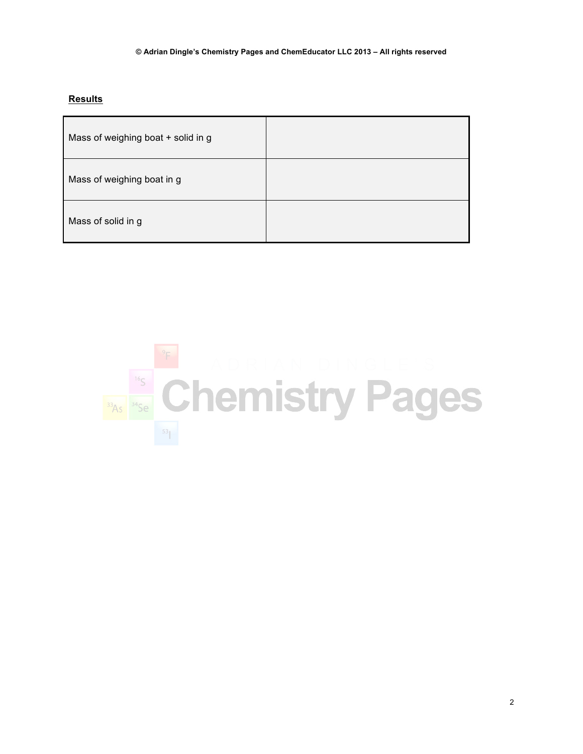**Results**

| Mass of weighing boat + solid in g | |
|---|---|
| Mass of weighing boat in g | |
| Mass of solid in g | |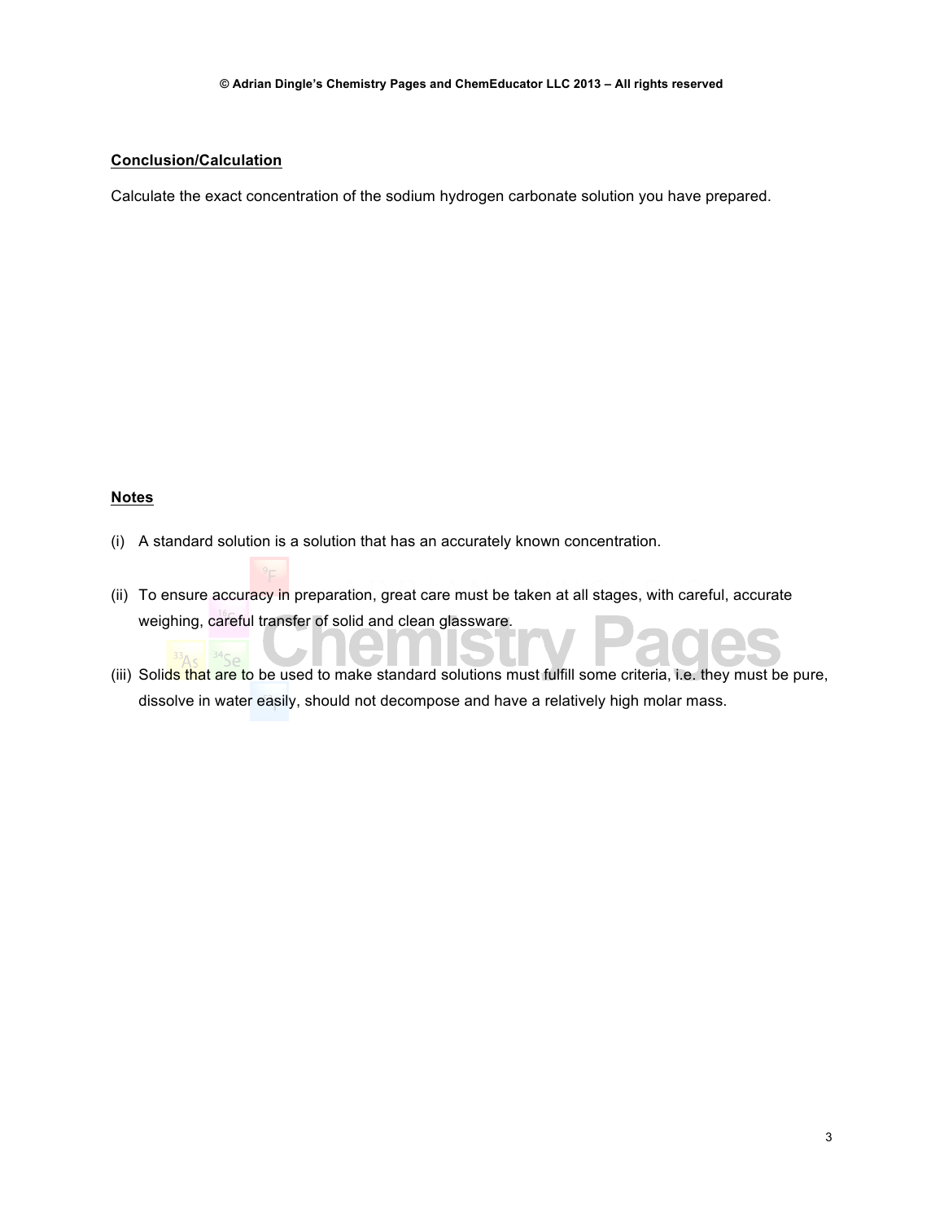**Conclusion/Calculation**

Calculate the exact concentration of the sodium hydrogen carbonate solution you have prepared.

**Notes**

(i) A standard solution is a solution that has an accurately known concentration.

(ii) To ensure accuracy in preparation, great care must be taken at all stages, with careful, accurate weighing, careful transfer of solid and clean glassware.

(iii) Solids that are to be used to make standard solutions must fulfill some criteria, i.e. they must be pure, dissolve in water easily, should not decompose and have a relatively high molar mass.